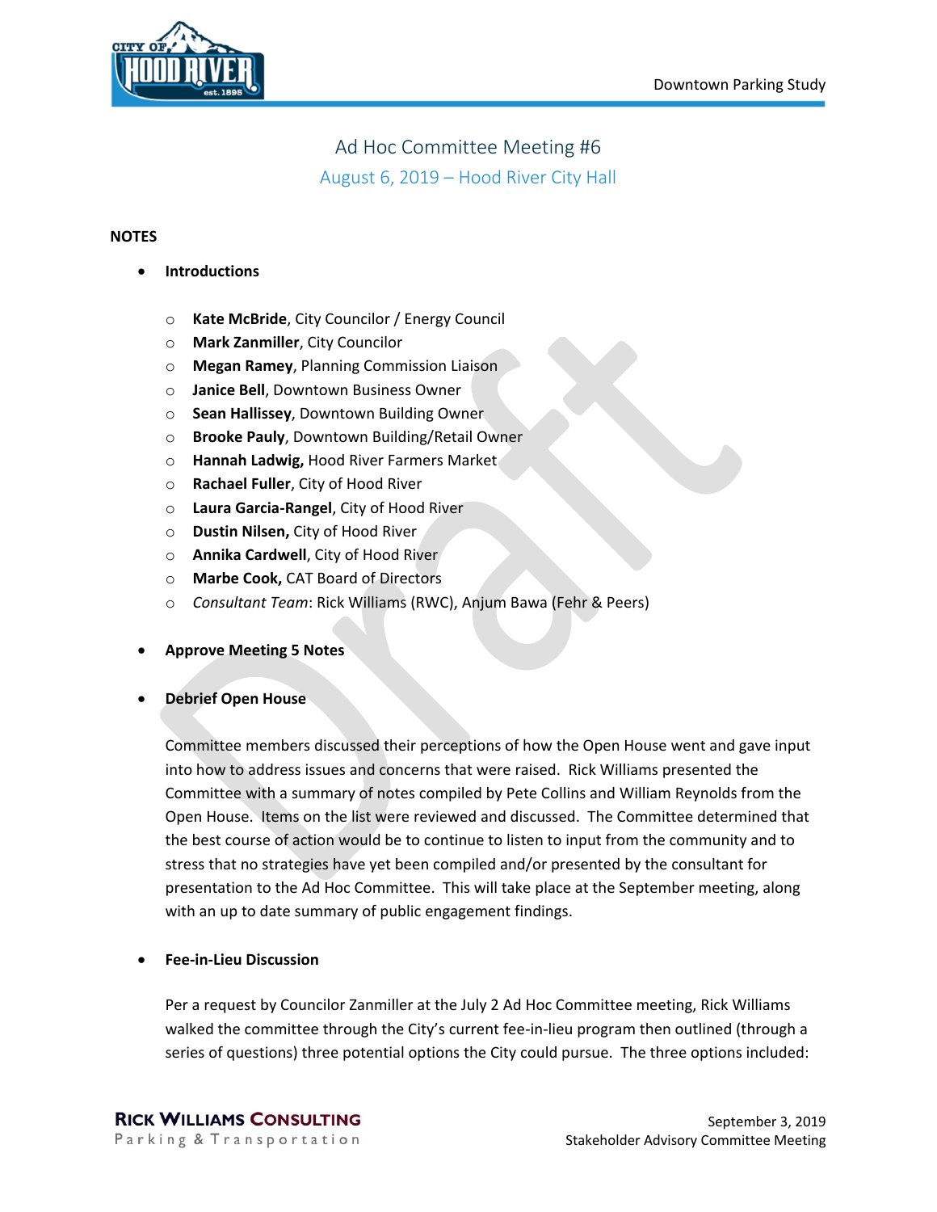# Ad Hoc Committee Meeting #6

## August 6, 2019 – Hood River City Hall

**NOTES**

- **Introductions**
  - **Kate McBride**, City Councilor / Energy Council
  - **Mark Zanmiller**, City Councilor
  - **Megan Ramey**, Planning Commission Liaison
  - **Janice Bell**, Downtown Business Owner
  - **Sean Hallissey**, Downtown Building Owner
  - **Brooke Pauly**, Downtown Building/Retail Owner
  - **Hannah Ladwig,** Hood River Farmers Market
  - **Rachael Fuller**, City of Hood River
  - **Laura Garcia-Rangel**, City of Hood River
  - **Dustin Nilsen,** City of Hood River
  - **Annika Cardwell**, City of Hood River
  - **Marbe Cook,** CAT Board of Directors
  - *Consultant Team*: Rick Williams (RWC), Anjum Bawa (Fehr & Peers)

- **Approve Meeting 5 Notes**

- **Debrief Open House**

  Committee members discussed their perceptions of how the Open House went and gave input into how to address issues and concerns that were raised. Rick Williams presented the Committee with a summary of notes compiled by Pete Collins and William Reynolds from the Open House. Items on the list were reviewed and discussed. The Committee determined that the best course of action would be to continue to listen to input from the community and to stress that no strategies have yet been compiled and/or presented by the consultant for presentation to the Ad Hoc Committee. This will take place at the September meeting, along with an up to date summary of public engagement findings.

- **Fee-in-Lieu Discussion**

  Per a request by Councilor Zanmiller at the July 2 Ad Hoc Committee meeting, Rick Williams walked the committee through the City's current fee-in-lieu program then outlined (through a series of questions) three potential options the City could pursue. The three options included: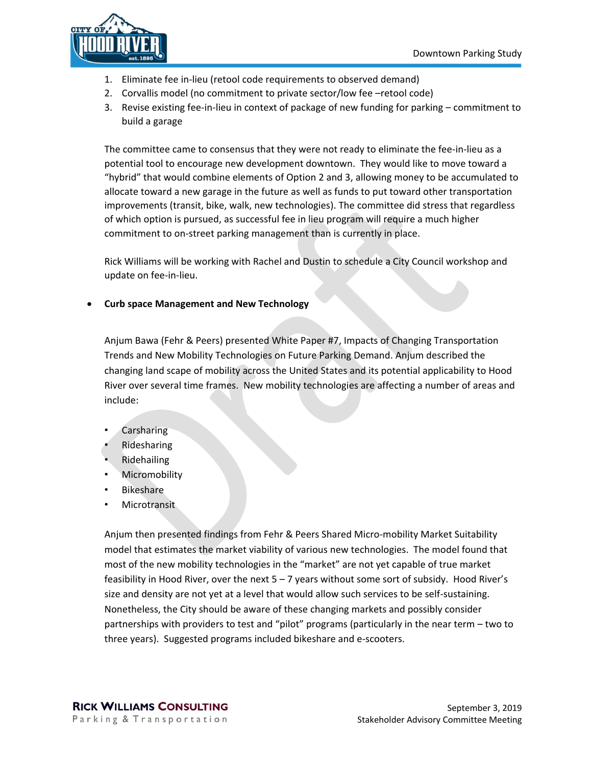1. Eliminate fee in-lieu (retool code requirements to observed demand)
2. Corvallis model (no commitment to private sector/low fee –retool code)
3. Revise existing fee-in-lieu in context of package of new funding for parking – commitment to build a garage

The committee came to consensus that they were not ready to eliminate the fee-in-lieu as a potential tool to encourage new development downtown. They would like to move toward a "hybrid" that would combine elements of Option 2 and 3, allowing money to be accumulated to allocate toward a new garage in the future as well as funds to put toward other transportation improvements (transit, bike, walk, new technologies). The committee did stress that regardless of which option is pursued, as successful fee in lieu program will require a much higher commitment to on-street parking management than is currently in place.

Rick Williams will be working with Rachel and Dustin to schedule a City Council workshop and update on fee-in-lieu.

- **Curb space Management and New Technology**

  Anjum Bawa (Fehr & Peers) presented White Paper #7, Impacts of Changing Transportation Trends and New Mobility Technologies on Future Parking Demand. Anjum described the changing land scape of mobility across the United States and its potential applicability to Hood River over several time frames. New mobility technologies are affecting a number of areas and include:

  - Carsharing
  - Ridesharing
  - Ridehailing
  - Micromobility
  - Bikeshare
  - Microtransit

  Anjum then presented findings from Fehr & Peers Shared Micro-mobility Market Suitability model that estimates the market viability of various new technologies. The model found that most of the new mobility technologies in the "market" are not yet capable of true market feasibility in Hood River, over the next 5 – 7 years without some sort of subsidy. Hood River's size and density are not yet at a level that would allow such services to be self-sustaining. Nonetheless, the City should be aware of these changing markets and possibly consider partnerships with providers to test and "pilot" programs (particularly in the near term – two to three years). Suggested programs included bikeshare and e-scooters.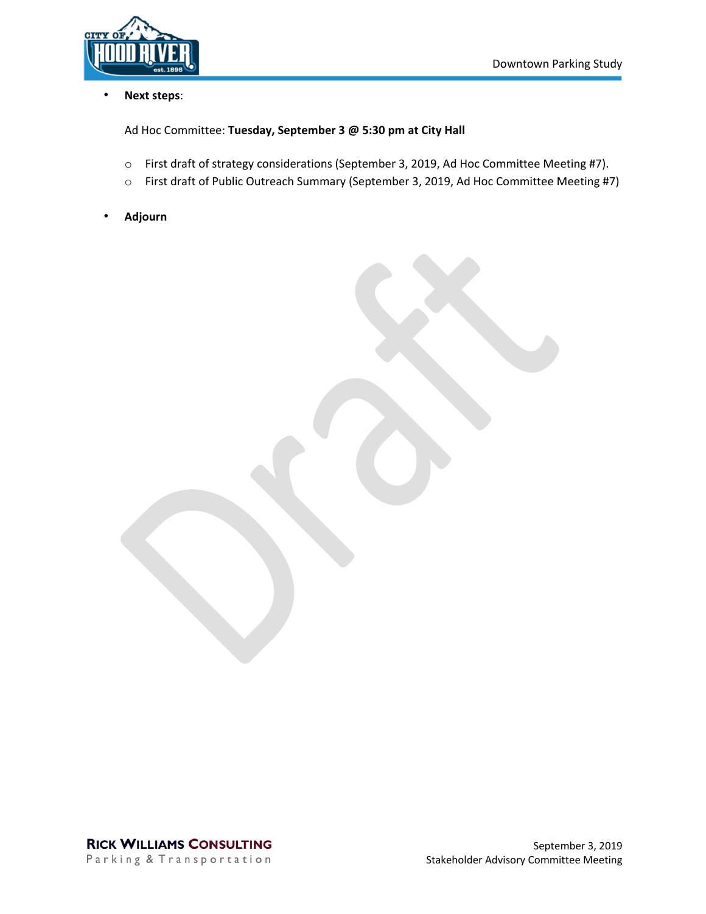- **Next steps**:

  Ad Hoc Committee: **Tuesday, September 3 @ 5:30 pm at City Hall**

  - First draft of strategy considerations (September 3, 2019, Ad Hoc Committee Meeting #7).
  - First draft of Public Outreach Summary (September 3, 2019, Ad Hoc Committee Meeting #7)

- **Adjourn**